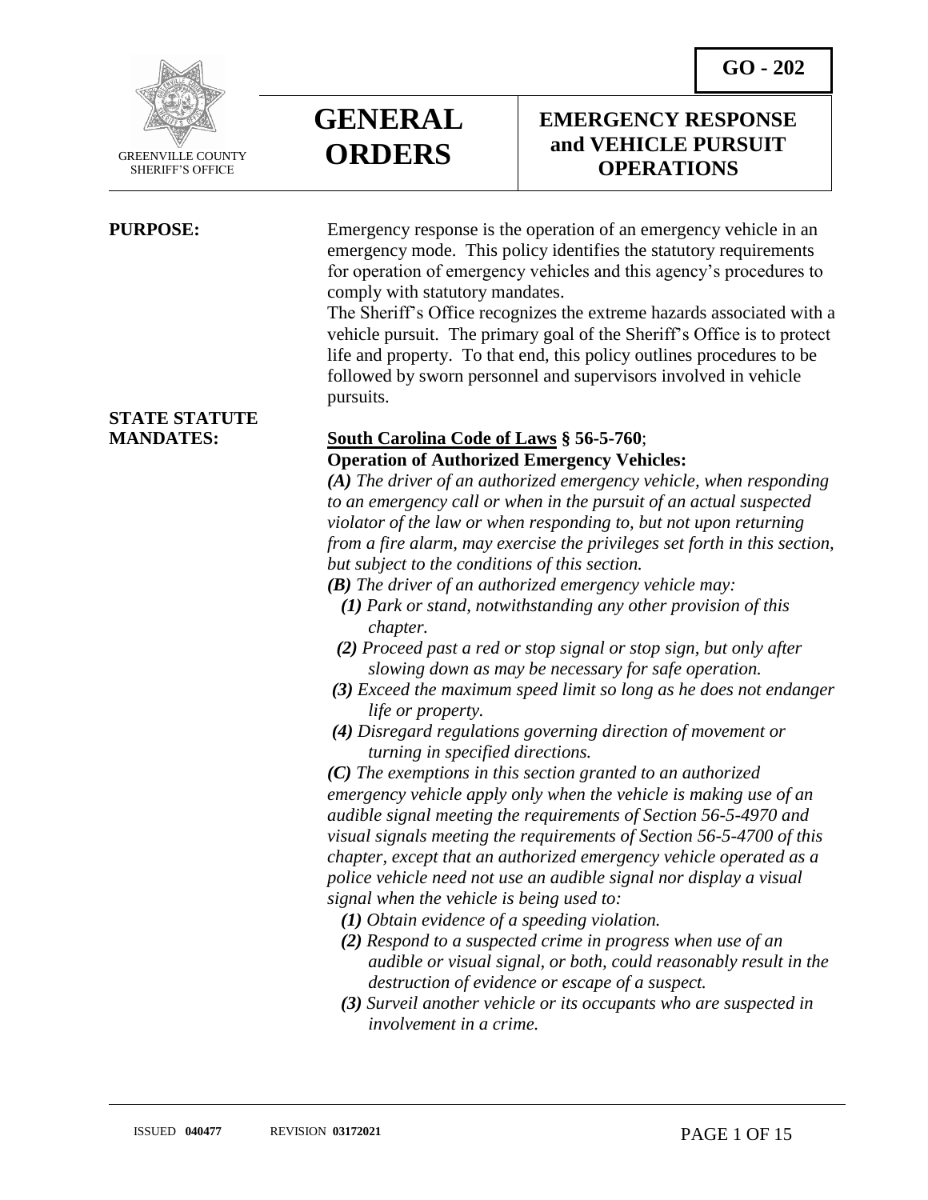**GO - 202**

GREENVILLE COUNTY SHERIFF'S OFFICE

# GENERAL ORDERS

## EMERGENCY RESPONSE and VEHICLE PURSUIT OPERATIONS

**PURPOSE:**

Emergency response is the operation of an emergency vehicle in an emergency mode. This policy identifies the statutory requirements for operation of emergency vehicles and this agency's procedures to comply with statutory mandates.

The Sheriff's Office recognizes the extreme hazards associated with a vehicle pursuit. The primary goal of the Sheriff's Office is to protect life and property. To that end, this policy outlines procedures to be followed by sworn personnel and supervisors involved in vehicle pursuits.

**STATE STATUTE MANDATES:**

**South Carolina Code of Laws § 56-5-760**;
**Operation of Authorized Emergency Vehicles:**

***(A)*** *The driver of an authorized emergency vehicle, when responding to an emergency call or when in the pursuit of an actual suspected violator of the law or when responding to, but not upon returning from a fire alarm, may exercise the privileges set forth in this section, but subject to the conditions of this section.*

***(B)*** *The driver of an authorized emergency vehicle may:*

- ***(1)*** *Park or stand, notwithstanding any other provision of this chapter.*
- ***(2)*** *Proceed past a red or stop signal or stop sign, but only after slowing down as may be necessary for safe operation.*
- ***(3)*** *Exceed the maximum speed limit so long as he does not endanger life or property.*
- ***(4)*** *Disregard regulations governing direction of movement or turning in specified directions.*

***(C)*** *The exemptions in this section granted to an authorized emergency vehicle apply only when the vehicle is making use of an audible signal meeting the requirements of Section 56-5-4970 and visual signals meeting the requirements of Section 56-5-4700 of this chapter, except that an authorized emergency vehicle operated as a police vehicle need not use an audible signal nor display a visual signal when the vehicle is being used to:*

- ***(1)*** *Obtain evidence of a speeding violation.*
- ***(2)*** *Respond to a suspected crime in progress when use of an audible or visual signal, or both, could reasonably result in the destruction of evidence or escape of a suspect.*
- ***(3)*** *Surveil another vehicle or its occupants who are suspected in involvement in a crime.*

ISSUED **040477** REVISION **03172021**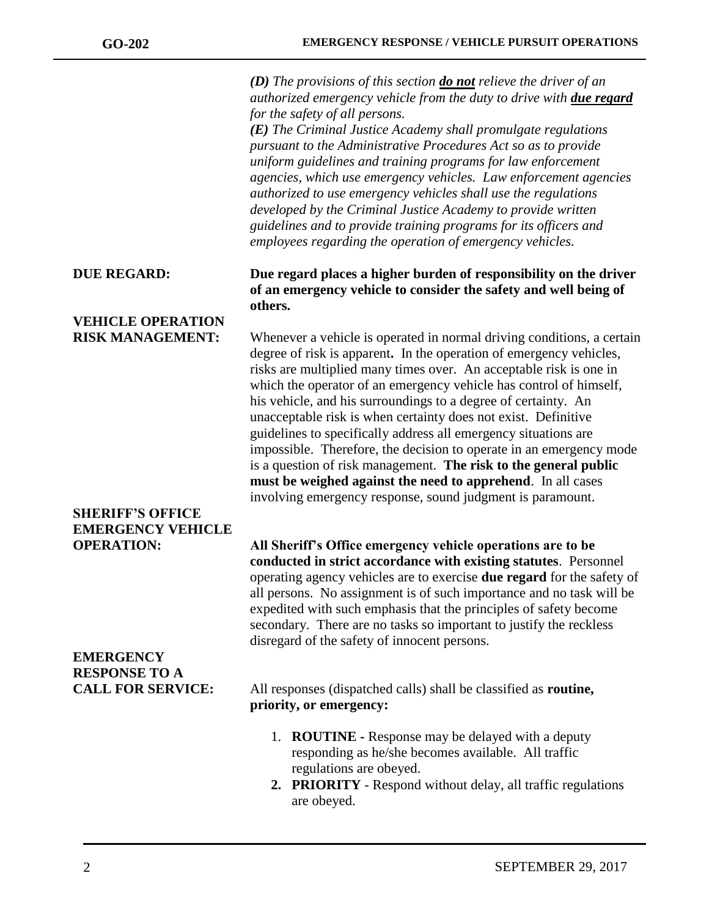***(D)*** *The provisions of this section **do not** relieve the driver of an authorized emergency vehicle from the duty to drive with **due regard** for the safety of all persons.*
***(E)*** *The Criminal Justice Academy shall promulgate regulations pursuant to the Administrative Procedures Act so as to provide uniform guidelines and training programs for law enforcement agencies, which use emergency vehicles. Law enforcement agencies authorized to use emergency vehicles shall use the regulations developed by the Criminal Justice Academy to provide written guidelines and to provide training programs for its officers and employees regarding the operation of emergency vehicles.*

**DUE REGARD:** **Due regard places a higher burden of responsibility on the driver of an emergency vehicle to consider the safety and well being of others.**

**VEHICLE OPERATION RISK MANAGEMENT:** Whenever a vehicle is operated in normal driving conditions, a certain degree of risk is apparent**.** In the operation of emergency vehicles, risks are multiplied many times over. An acceptable risk is one in which the operator of an emergency vehicle has control of himself, his vehicle, and his surroundings to a degree of certainty. An unacceptable risk is when certainty does not exist. Definitive guidelines to specifically address all emergency situations are impossible. Therefore, the decision to operate in an emergency mode is a question of risk management. **The risk to the general public must be weighed against the need to apprehend**. In all cases involving emergency response, sound judgment is paramount.

**SHERIFF'S OFFICE EMERGENCY VEHICLE OPERATION:** **All Sheriff's Office emergency vehicle operations are to be conducted in strict accordance with existing statutes**. Personnel operating agency vehicles are to exercise **due regard** for the safety of all persons. No assignment is of such importance and no task will be expedited with such emphasis that the principles of safety become secondary. There are no tasks so important to justify the reckless disregard of the safety of innocent persons.

**EMERGENCY RESPONSE TO A CALL FOR SERVICE:** All responses (dispatched calls) shall be classified as **routine, priority, or emergency:**

1. **ROUTINE -** Response may be delayed with a deputy responding as he/she becomes available. All traffic regulations are obeyed.
2. **PRIORITY** - Respond without delay, all traffic regulations are obeyed.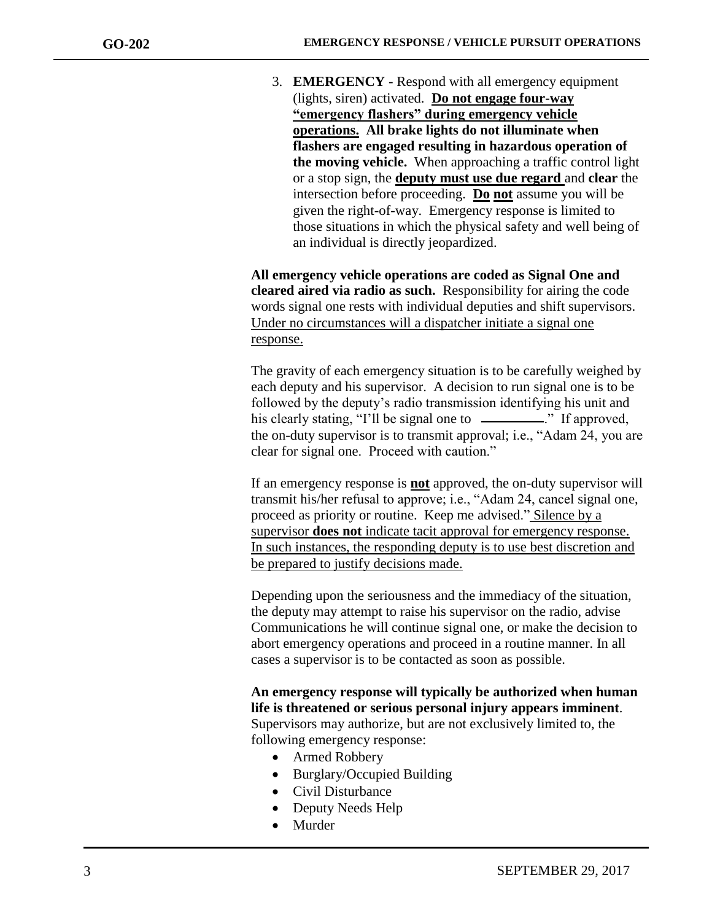3. **EMERGENCY** - Respond with all emergency equipment (lights, siren) activated. **<u>Do not engage four-way "emergency flashers" during emergency vehicle operations.</u> All brake lights do not illuminate when flashers are engaged resulting in hazardous operation of the moving vehicle.** When approaching a traffic control light or a stop sign, the **<u>deputy must use due regard</u>** and **clear** the intersection before proceeding. **<u>Do</u> <u>not</u>** assume you will be given the right-of-way. Emergency response is limited to those situations in which the physical safety and well being of an individual is directly jeopardized.

**All emergency vehicle operations are coded as Signal One and cleared aired via radio as such.** Responsibility for airing the code words signal one rests with individual deputies and shift supervisors. <u>Under no circumstances will a dispatcher initiate a signal one response.</u>

The gravity of each emergency situation is to be carefully weighed by each deputy and his supervisor. A decision to run signal one is to be followed by the deputy's radio transmission identifying his unit and his clearly stating, "I'll be signal one to \_\_\_\_\_\_\_\_\_\_." If approved, the on-duty supervisor is to transmit approval; i.e., "Adam 24, you are clear for signal one. Proceed with caution."

If an emergency response is **<u>not</u>** approved, the on-duty supervisor will transmit his/her refusal to approve; i.e., "Adam 24, cancel signal one, proceed as priority or routine. Keep me advised." <u>Silence by a supervisor **does not** indicate tacit approval for emergency response. In such instances, the responding deputy is to use best discretion and be prepared to justify decisions made.</u>

Depending upon the seriousness and the immediacy of the situation, the deputy may attempt to raise his supervisor on the radio, advise Communications he will continue signal one, or make the decision to abort emergency operations and proceed in a routine manner. In all cases a supervisor is to be contacted as soon as possible.

**An emergency response will typically be authorized when human life is threatened or serious personal injury appears imminent**. Supervisors may authorize, but are not exclusively limited to, the following emergency response:

- Armed Robbery
- Burglary/Occupied Building
- Civil Disturbance
- Deputy Needs Help
- Murder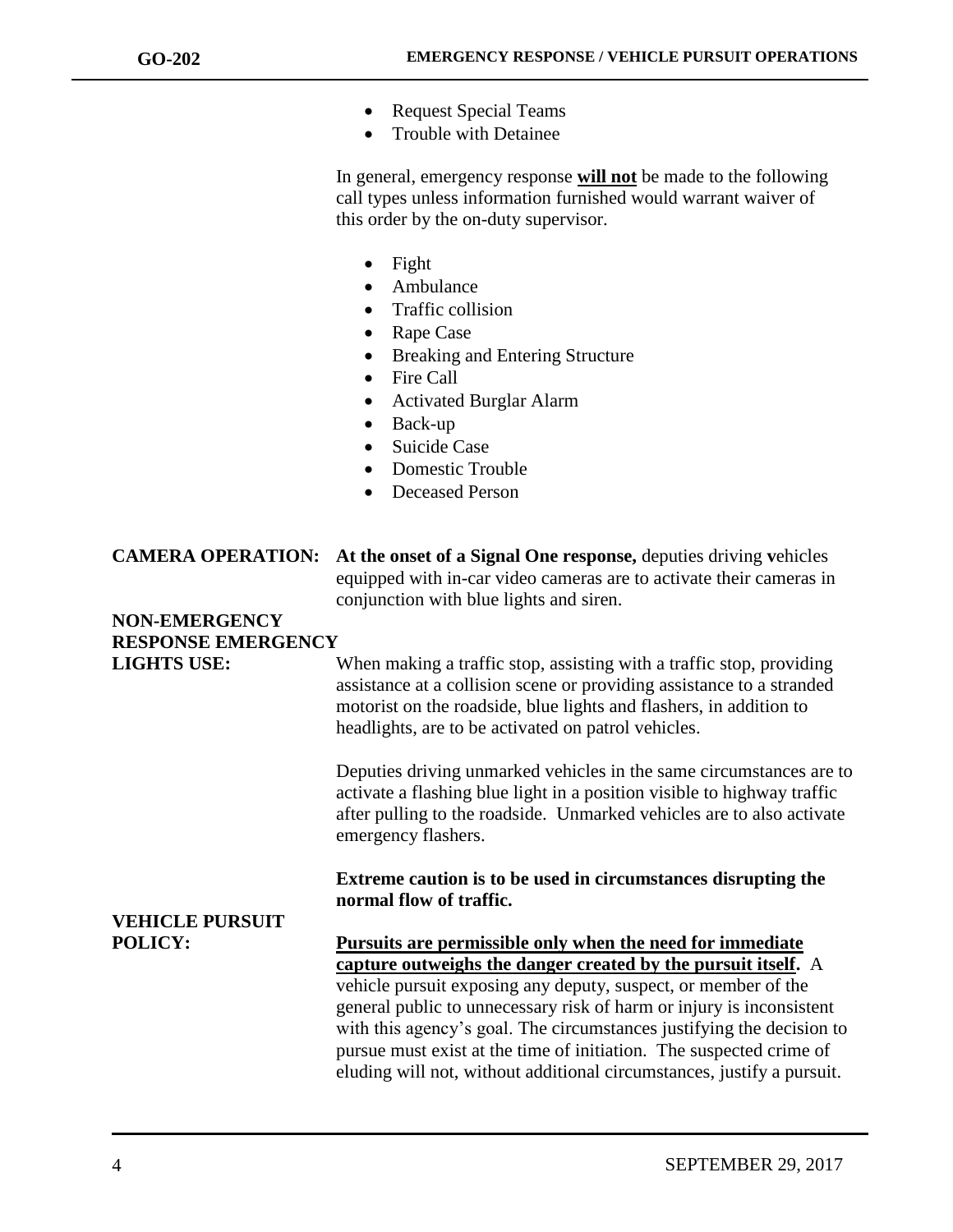- Request Special Teams
- Trouble with Detainee

In general, emergency response **will not** be made to the following call types unless information furnished would warrant waiver of this order by the on-duty supervisor.

- Fight
- Ambulance
- Traffic collision
- Rape Case
- Breaking and Entering Structure
- Fire Call
- Activated Burglar Alarm
- Back-up
- Suicide Case
- Domestic Trouble
- Deceased Person

**CAMERA OPERATION:** **At the onset of a Signal One response,** deputies driving vehicles equipped with in-car video cameras are to activate their cameras in conjunction with blue lights and siren.

**NON-EMERGENCY RESPONSE EMERGENCY LIGHTS USE:** When making a traffic stop, assisting with a traffic stop, providing assistance at a collision scene or providing assistance to a stranded motorist on the roadside, blue lights and flashers, in addition to headlights, are to be activated on patrol vehicles.

Deputies driving unmarked vehicles in the same circumstances are to activate a flashing blue light in a position visible to highway traffic after pulling to the roadside. Unmarked vehicles are to also activate emergency flashers.

**Extreme caution is to be used in circumstances disrupting the normal flow of traffic.**

**VEHICLE PURSUIT POLICY:** **Pursuits are permissible only when the need for immediate capture outweighs the danger created by the pursuit itself.** A vehicle pursuit exposing any deputy, suspect, or member of the general public to unnecessary risk of harm or injury is inconsistent with this agency's goal. The circumstances justifying the decision to pursue must exist at the time of initiation. The suspected crime of eluding will not, without additional circumstances, justify a pursuit.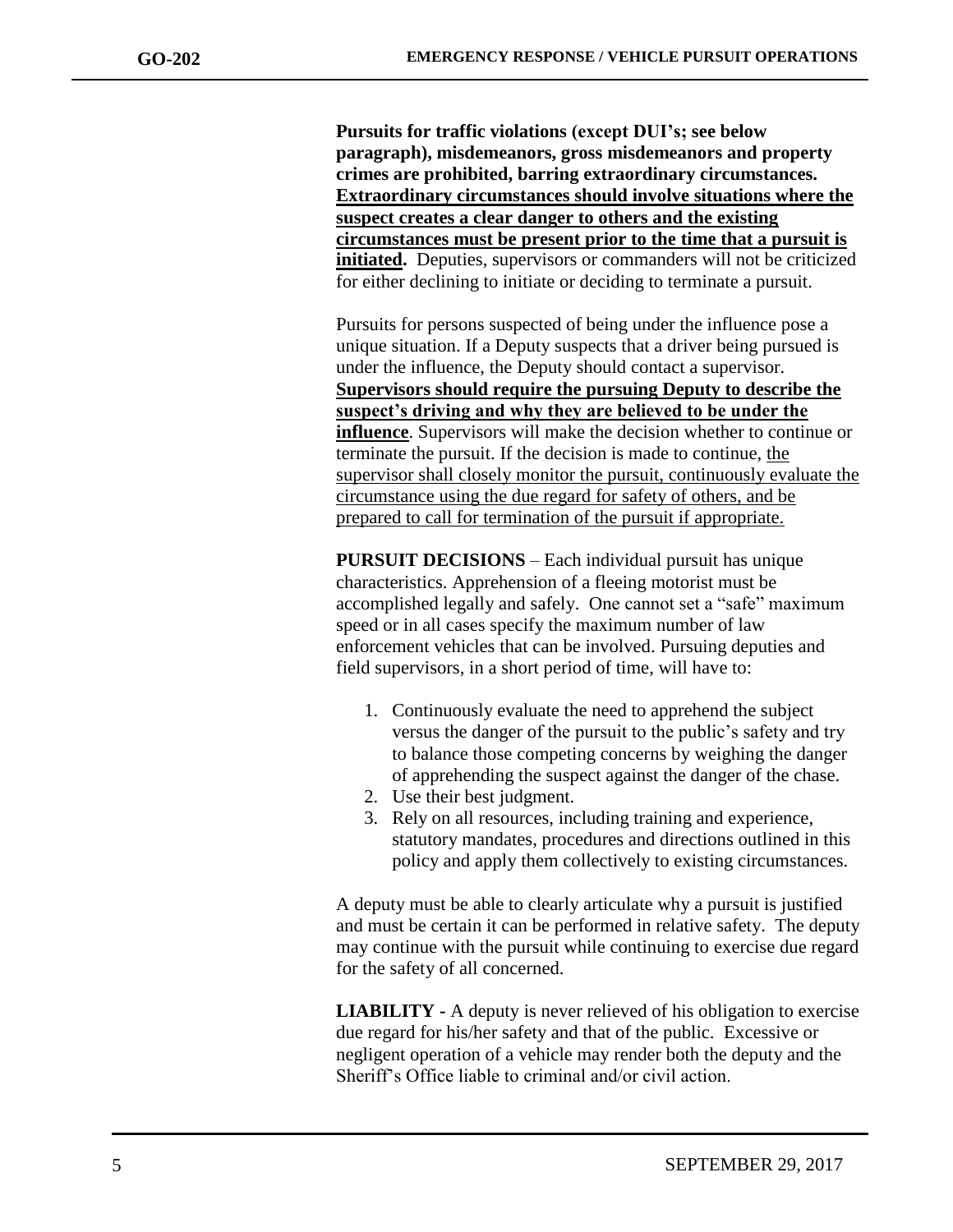**Pursuits for traffic violations (except DUI's; see below paragraph), misdemeanors, gross misdemeanors and property crimes are prohibited, barring extraordinary circumstances. <u>Extraordinary circumstances should involve situations where the suspect creates a clear danger to others and the existing circumstances must be present prior to the time that a pursuit is initiated</u>.** Deputies, supervisors or commanders will not be criticized for either declining to initiate or deciding to terminate a pursuit.

Pursuits for persons suspected of being under the influence pose a unique situation. If a Deputy suspects that a driver being pursued is under the influence, the Deputy should contact a supervisor. **<u>Supervisors should require the pursuing Deputy to describe the suspect's driving and why they are believed to be under the influence</u>**. Supervisors will make the decision whether to continue or terminate the pursuit. If the decision is made to continue, <u>the supervisor shall closely monitor the pursuit, continuously evaluate the circumstance using the due regard for safety of others, and be prepared to call for termination of the pursuit if appropriate.</u>

**PURSUIT DECISIONS** – Each individual pursuit has unique characteristics. Apprehension of a fleeing motorist must be accomplished legally and safely. One cannot set a "safe" maximum speed or in all cases specify the maximum number of law enforcement vehicles that can be involved. Pursuing deputies and field supervisors, in a short period of time, will have to:

1. Continuously evaluate the need to apprehend the subject versus the danger of the pursuit to the public's safety and try to balance those competing concerns by weighing the danger of apprehending the suspect against the danger of the chase.
2. Use their best judgment.
3. Rely on all resources, including training and experience, statutory mandates, procedures and directions outlined in this policy and apply them collectively to existing circumstances.

A deputy must be able to clearly articulate why a pursuit is justified and must be certain it can be performed in relative safety. The deputy may continue with the pursuit while continuing to exercise due regard for the safety of all concerned.

**LIABILITY -** A deputy is never relieved of his obligation to exercise due regard for his/her safety and that of the public. Excessive or negligent operation of a vehicle may render both the deputy and the Sheriff's Office liable to criminal and/or civil action.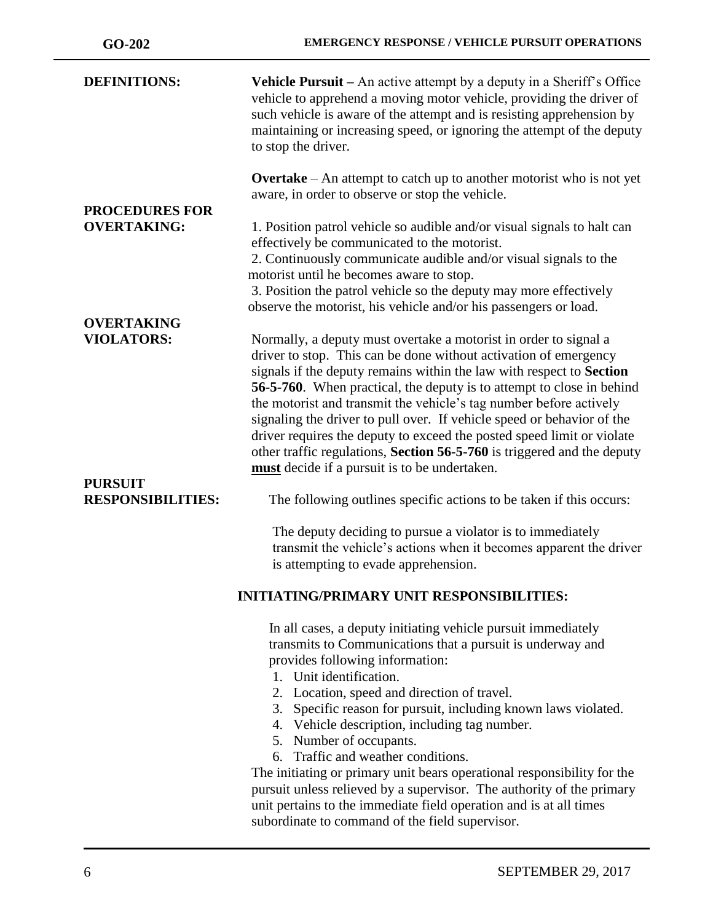**DEFINITIONS:**

**Vehicle Pursuit –** An active attempt by a deputy in a Sheriff's Office vehicle to apprehend a moving motor vehicle, providing the driver of such vehicle is aware of the attempt and is resisting apprehension by maintaining or increasing speed, or ignoring the attempt of the deputy to stop the driver.

**Overtake** – An attempt to catch up to another motorist who is not yet aware, in order to observe or stop the vehicle.

**PROCEDURES FOR OVERTAKING:**

1. Position patrol vehicle so audible and/or visual signals to halt can effectively be communicated to the motorist.
2. Continuously communicate audible and/or visual signals to the motorist until he becomes aware to stop.
3. Position the patrol vehicle so the deputy may more effectively observe the motorist, his vehicle and/or his passengers or load.

**OVERTAKING VIOLATORS:**

Normally, a deputy must overtake a motorist in order to signal a driver to stop. This can be done without activation of emergency signals if the deputy remains within the law with respect to **Section 56-5-760**. When practical, the deputy is to attempt to close in behind the motorist and transmit the vehicle's tag number before actively signaling the driver to pull over. If vehicle speed or behavior of the driver requires the deputy to exceed the posted speed limit or violate other traffic regulations, **Section 56-5-760** is triggered and the deputy **must** decide if a pursuit is to be undertaken.

**PURSUIT RESPONSIBILITIES:**

The following outlines specific actions to be taken if this occurs:

The deputy deciding to pursue a violator is to immediately transmit the vehicle's actions when it becomes apparent the driver is attempting to evade apprehension.

**INITIATING/PRIMARY UNIT RESPONSIBILITIES:**

In all cases, a deputy initiating vehicle pursuit immediately transmits to Communications that a pursuit is underway and provides following information:

1. Unit identification.
2. Location, speed and direction of travel.
3. Specific reason for pursuit, including known laws violated.
4. Vehicle description, including tag number.
5. Number of occupants.
6. Traffic and weather conditions.

The initiating or primary unit bears operational responsibility for the pursuit unless relieved by a supervisor. The authority of the primary unit pertains to the immediate field operation and is at all times subordinate to command of the field supervisor.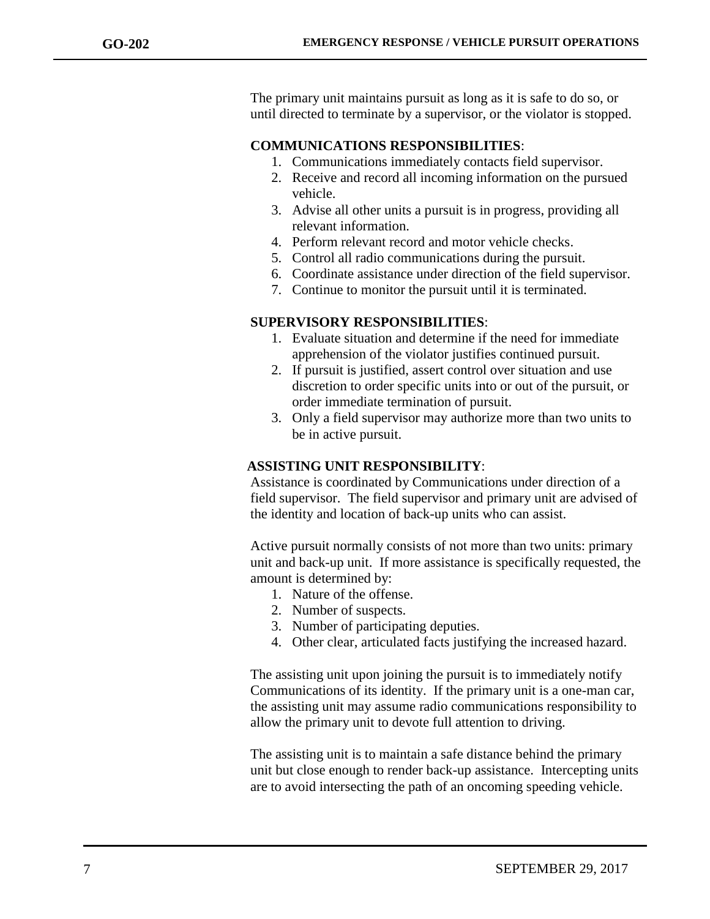The primary unit maintains pursuit as long as it is safe to do so, or until directed to terminate by a supervisor, or the violator is stopped.

**COMMUNICATIONS RESPONSIBILITIES**:

1. Communications immediately contacts field supervisor.
2. Receive and record all incoming information on the pursued vehicle.
3. Advise all other units a pursuit is in progress, providing all relevant information.
4. Perform relevant record and motor vehicle checks.
5. Control all radio communications during the pursuit.
6. Coordinate assistance under direction of the field supervisor.
7. Continue to monitor the pursuit until it is terminated.

**SUPERVISORY RESPONSIBILITIES**:

1. Evaluate situation and determine if the need for immediate apprehension of the violator justifies continued pursuit.
2. If pursuit is justified, assert control over situation and use discretion to order specific units into or out of the pursuit, or order immediate termination of pursuit.
3. Only a field supervisor may authorize more than two units to be in active pursuit.

**ASSISTING UNIT RESPONSIBILITY**:

Assistance is coordinated by Communications under direction of a field supervisor. The field supervisor and primary unit are advised of the identity and location of back-up units who can assist.

Active pursuit normally consists of not more than two units: primary unit and back-up unit. If more assistance is specifically requested, the amount is determined by:

1. Nature of the offense.
2. Number of suspects.
3. Number of participating deputies.
4. Other clear, articulated facts justifying the increased hazard.

The assisting unit upon joining the pursuit is to immediately notify Communications of its identity. If the primary unit is a one-man car, the assisting unit may assume radio communications responsibility to allow the primary unit to devote full attention to driving.

The assisting unit is to maintain a safe distance behind the primary unit but close enough to render back-up assistance. Intercepting units are to avoid intersecting the path of an oncoming speeding vehicle.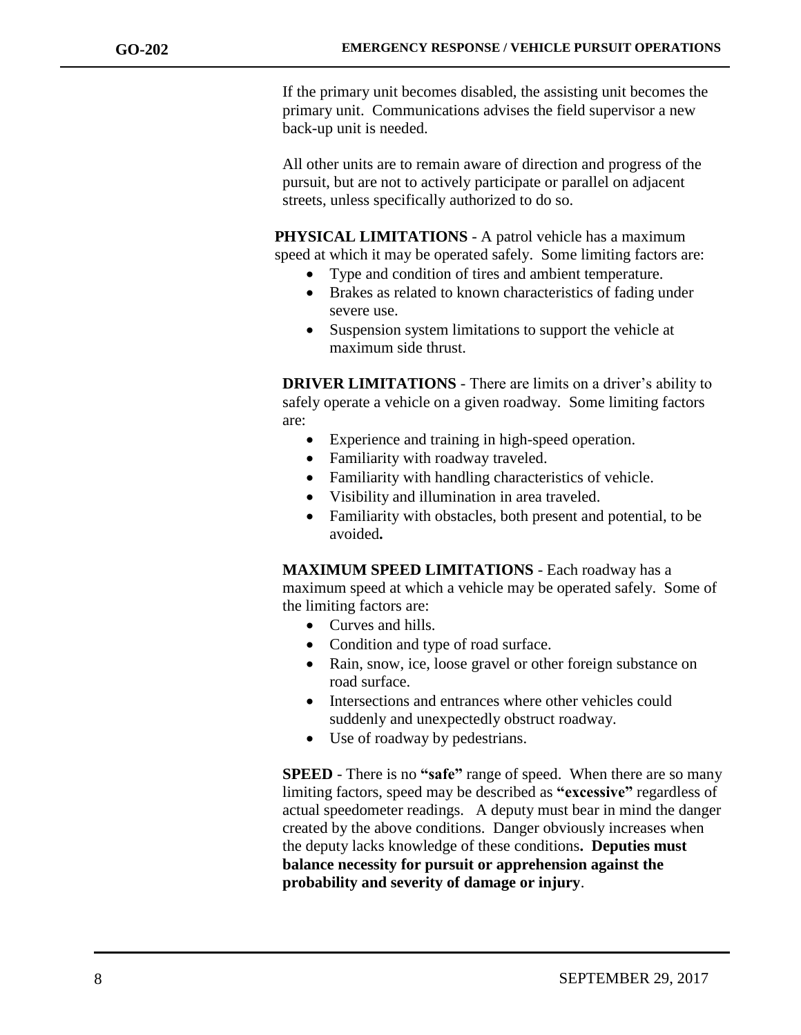If the primary unit becomes disabled, the assisting unit becomes the primary unit. Communications advises the field supervisor a new back-up unit is needed.

All other units are to remain aware of direction and progress of the pursuit, but are not to actively participate or parallel on adjacent streets, unless specifically authorized to do so.

**PHYSICAL LIMITATIONS** - A patrol vehicle has a maximum speed at which it may be operated safely. Some limiting factors are:

- Type and condition of tires and ambient temperature.
- Brakes as related to known characteristics of fading under severe use.
- Suspension system limitations to support the vehicle at maximum side thrust.

**DRIVER LIMITATIONS** - There are limits on a driver's ability to safely operate a vehicle on a given roadway. Some limiting factors are:

- Experience and training in high-speed operation.
- Familiarity with roadway traveled.
- Familiarity with handling characteristics of vehicle.
- Visibility and illumination in area traveled.
- Familiarity with obstacles, both present and potential, to be avoided**.**

**MAXIMUM SPEED LIMITATIONS** - Each roadway has a maximum speed at which a vehicle may be operated safely. Some of the limiting factors are:

- Curves and hills.
- Condition and type of road surface.
- Rain, snow, ice, loose gravel or other foreign substance on road surface.
- Intersections and entrances where other vehicles could suddenly and unexpectedly obstruct roadway.
- Use of roadway by pedestrians.

**SPEED** - There is no **"safe"** range of speed. When there are so many limiting factors, speed may be described as **"excessive"** regardless of actual speedometer readings. A deputy must bear in mind the danger created by the above conditions. Danger obviously increases when the deputy lacks knowledge of these conditions**. Deputies must balance necessity for pursuit or apprehension against the probability and severity of damage or injury**.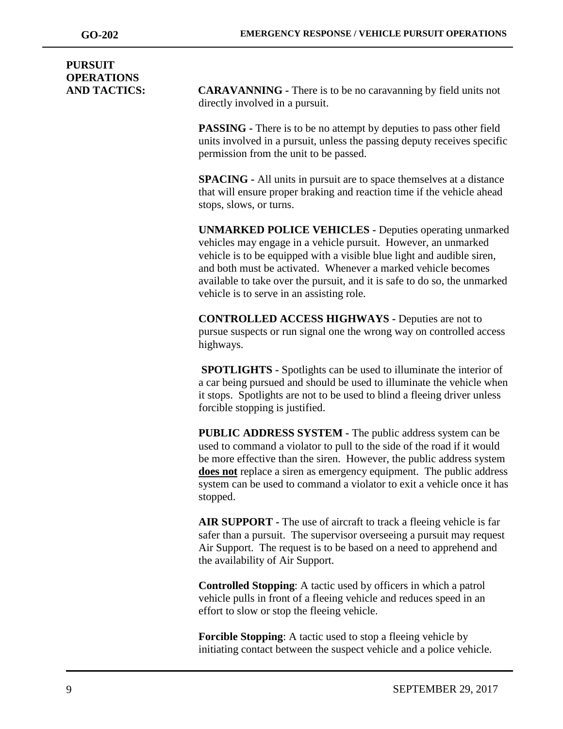**PURSUIT OPERATIONS AND TACTICS:**

**CARAVANNING -** There is to be no caravanning by field units not directly involved in a pursuit.

**PASSING -** There is to be no attempt by deputies to pass other field units involved in a pursuit, unless the passing deputy receives specific permission from the unit to be passed.

**SPACING -** All units in pursuit are to space themselves at a distance that will ensure proper braking and reaction time if the vehicle ahead stops, slows, or turns.

**UNMARKED POLICE VEHICLES -** Deputies operating unmarked vehicles may engage in a vehicle pursuit. However, an unmarked vehicle is to be equipped with a visible blue light and audible siren, and both must be activated. Whenever a marked vehicle becomes available to take over the pursuit, and it is safe to do so, the unmarked vehicle is to serve in an assisting role.

**CONTROLLED ACCESS HIGHWAYS -** Deputies are not to pursue suspects or run signal one the wrong way on controlled access highways.

**SPOTLIGHTS -** Spotlights can be used to illuminate the interior of a car being pursued and should be used to illuminate the vehicle when it stops. Spotlights are not to be used to blind a fleeing driver unless forcible stopping is justified.

**PUBLIC ADDRESS SYSTEM -** The public address system can be used to command a violator to pull to the side of the road if it would be more effective than the siren. However, the public address system **does not** replace a siren as emergency equipment. The public address system can be used to command a violator to exit a vehicle once it has stopped.

**AIR SUPPORT -** The use of aircraft to track a fleeing vehicle is far safer than a pursuit. The supervisor overseeing a pursuit may request Air Support. The request is to be based on a need to apprehend and the availability of Air Support.

**Controlled Stopping**: A tactic used by officers in which a patrol vehicle pulls in front of a fleeing vehicle and reduces speed in an effort to slow or stop the fleeing vehicle.

**Forcible Stopping**: A tactic used to stop a fleeing vehicle by initiating contact between the suspect vehicle and a police vehicle.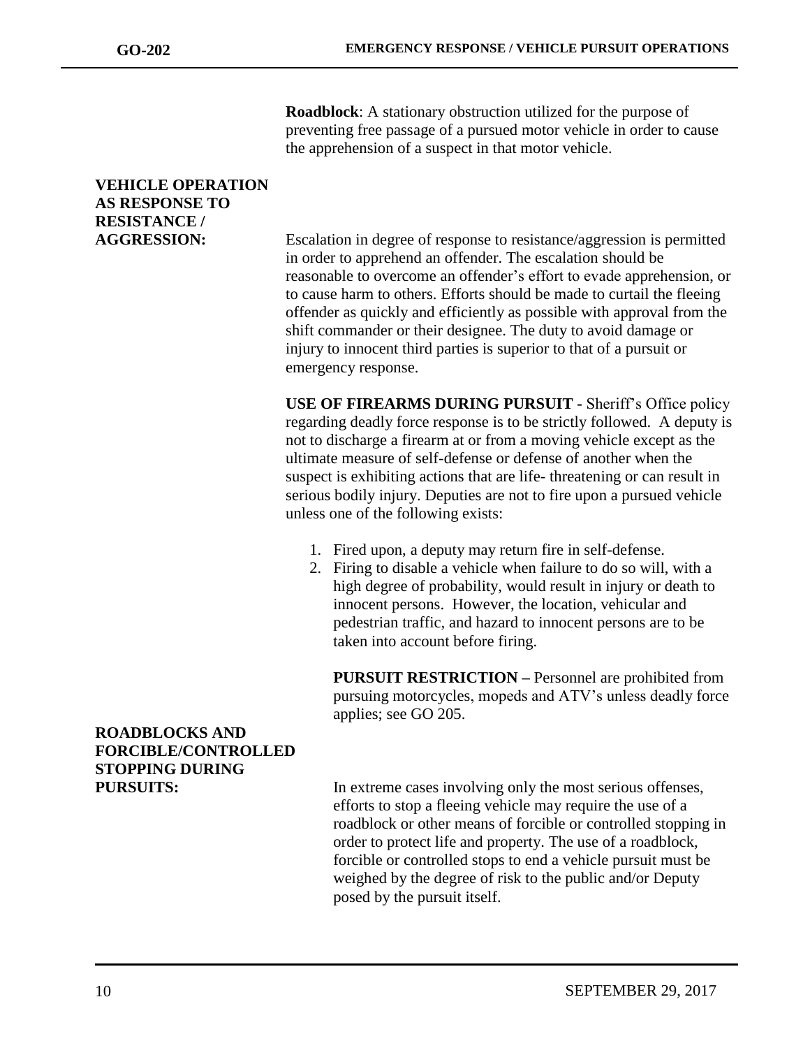**Roadblock**: A stationary obstruction utilized for the purpose of preventing free passage of a pursued motor vehicle in order to cause the apprehension of a suspect in that motor vehicle.

**VEHICLE OPERATION AS RESPONSE TO RESISTANCE / AGGRESSION:**

Escalation in degree of response to resistance/aggression is permitted in order to apprehend an offender. The escalation should be reasonable to overcome an offender's effort to evade apprehension, or to cause harm to others. Efforts should be made to curtail the fleeing offender as quickly and efficiently as possible with approval from the shift commander or their designee. The duty to avoid damage or injury to innocent third parties is superior to that of a pursuit or emergency response.

**USE OF FIREARMS DURING PURSUIT -** Sheriff's Office policy regarding deadly force response is to be strictly followed. A deputy is not to discharge a firearm at or from a moving vehicle except as the ultimate measure of self-defense or defense of another when the suspect is exhibiting actions that are life- threatening or can result in serious bodily injury. Deputies are not to fire upon a pursued vehicle unless one of the following exists:

1. Fired upon, a deputy may return fire in self-defense.
2. Firing to disable a vehicle when failure to do so will, with a high degree of probability, would result in injury or death to innocent persons. However, the location, vehicular and pedestrian traffic, and hazard to innocent persons are to be taken into account before firing.

**PURSUIT RESTRICTION –** Personnel are prohibited from pursuing motorcycles, mopeds and ATV's unless deadly force applies; see GO 205.

**ROADBLOCKS AND FORCIBLE/CONTROLLED STOPPING DURING PURSUITS:**

In extreme cases involving only the most serious offenses, efforts to stop a fleeing vehicle may require the use of a roadblock or other means of forcible or controlled stopping in order to protect life and property. The use of a roadblock, forcible or controlled stops to end a vehicle pursuit must be weighed by the degree of risk to the public and/or Deputy posed by the pursuit itself.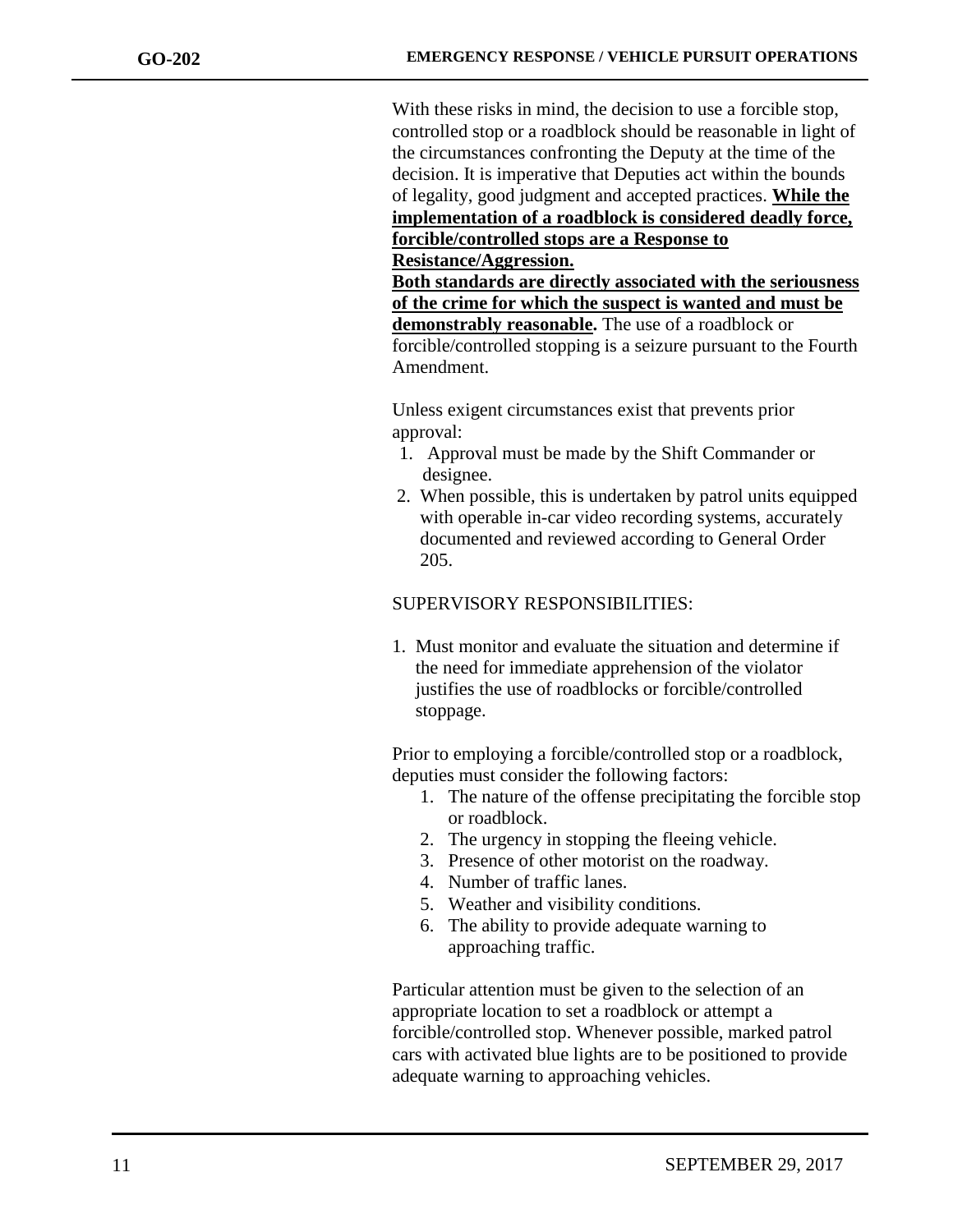With these risks in mind, the decision to use a forcible stop, controlled stop or a roadblock should be reasonable in light of the circumstances confronting the Deputy at the time of the decision. It is imperative that Deputies act within the bounds of legality, good judgment and accepted practices. **While the implementation of a roadblock is considered deadly force, forcible/controlled stops are a Response to Resistance/Aggression.**
**Both standards are directly associated with the seriousness of the crime for which the suspect is wanted and must be demonstrably reasonable.** The use of a roadblock or forcible/controlled stopping is a seizure pursuant to the Fourth Amendment.

Unless exigent circumstances exist that prevents prior approval:

1. Approval must be made by the Shift Commander or designee.
2. When possible, this is undertaken by patrol units equipped with operable in-car video recording systems, accurately documented and reviewed according to General Order 205.

SUPERVISORY RESPONSIBILITIES:

1. Must monitor and evaluate the situation and determine if the need for immediate apprehension of the violator justifies the use of roadblocks or forcible/controlled stoppage.

Prior to employing a forcible/controlled stop or a roadblock, deputies must consider the following factors:

1. The nature of the offense precipitating the forcible stop or roadblock.
2. The urgency in stopping the fleeing vehicle.
3. Presence of other motorist on the roadway.
4. Number of traffic lanes.
5. Weather and visibility conditions.
6. The ability to provide adequate warning to approaching traffic.

Particular attention must be given to the selection of an appropriate location to set a roadblock or attempt a forcible/controlled stop. Whenever possible, marked patrol cars with activated blue lights are to be positioned to provide adequate warning to approaching vehicles.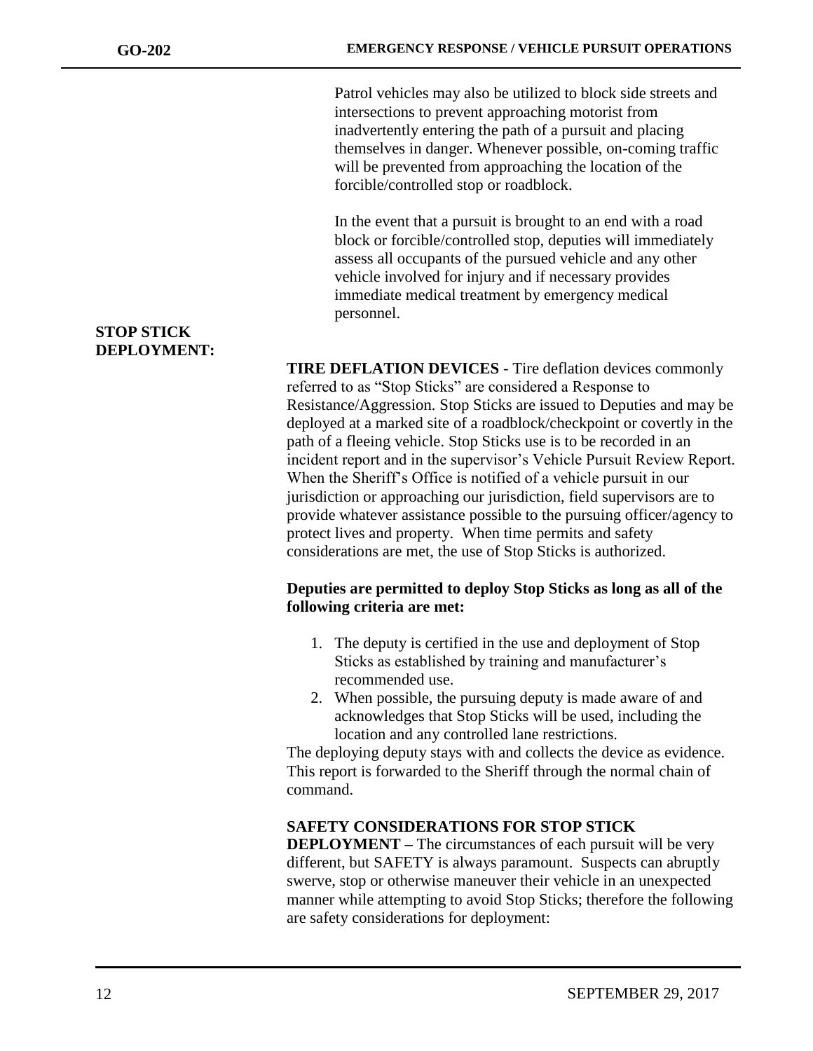Patrol vehicles may also be utilized to block side streets and intersections to prevent approaching motorist from inadvertently entering the path of a pursuit and placing themselves in danger. Whenever possible, on-coming traffic will be prevented from approaching the location of the forcible/controlled stop or roadblock.

In the event that a pursuit is brought to an end with a road block or forcible/controlled stop, deputies will immediately assess all occupants of the pursued vehicle and any other vehicle involved for injury and if necessary provides immediate medical treatment by emergency medical personnel.

**STOP STICK DEPLOYMENT:**

**TIRE DEFLATION DEVICES** - Tire deflation devices commonly referred to as "Stop Sticks" are considered a Response to Resistance/Aggression. Stop Sticks are issued to Deputies and may be deployed at a marked site of a roadblock/checkpoint or covertly in the path of a fleeing vehicle. Stop Sticks use is to be recorded in an incident report and in the supervisor's Vehicle Pursuit Review Report. When the Sheriff's Office is notified of a vehicle pursuit in our jurisdiction or approaching our jurisdiction, field supervisors are to provide whatever assistance possible to the pursuing officer/agency to protect lives and property. When time permits and safety considerations are met, the use of Stop Sticks is authorized.

**Deputies are permitted to deploy Stop Sticks as long as all of the following criteria are met:**

1. The deputy is certified in the use and deployment of Stop Sticks as established by training and manufacturer's recommended use.
2. When possible, the pursuing deputy is made aware of and acknowledges that Stop Sticks will be used, including the location and any controlled lane restrictions.

The deploying deputy stays with and collects the device as evidence. This report is forwarded to the Sheriff through the normal chain of command.

**SAFETY CONSIDERATIONS FOR STOP STICK DEPLOYMENT –** The circumstances of each pursuit will be very different, but SAFETY is always paramount. Suspects can abruptly swerve, stop or otherwise maneuver their vehicle in an unexpected manner while attempting to avoid Stop Sticks; therefore the following are safety considerations for deployment: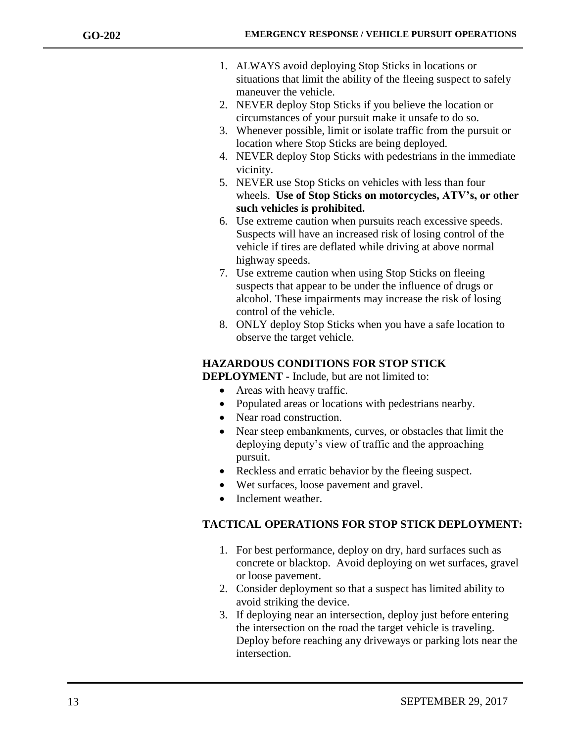1. ALWAYS avoid deploying Stop Sticks in locations or situations that limit the ability of the fleeing suspect to safely maneuver the vehicle.
2. NEVER deploy Stop Sticks if you believe the location or circumstances of your pursuit make it unsafe to do so.
3. Whenever possible, limit or isolate traffic from the pursuit or location where Stop Sticks are being deployed.
4. NEVER deploy Stop Sticks with pedestrians in the immediate vicinity.
5. NEVER use Stop Sticks on vehicles with less than four wheels. **Use of Stop Sticks on motorcycles, ATV's, or other such vehicles is prohibited.**
6. Use extreme caution when pursuits reach excessive speeds. Suspects will have an increased risk of losing control of the vehicle if tires are deflated while driving at above normal highway speeds.
7. Use extreme caution when using Stop Sticks on fleeing suspects that appear to be under the influence of drugs or alcohol. These impairments may increase the risk of losing control of the vehicle.
8. ONLY deploy Stop Sticks when you have a safe location to observe the target vehicle.

**HAZARDOUS CONDITIONS FOR STOP STICK DEPLOYMENT -** Include, but are not limited to:

- Areas with heavy traffic.
- Populated areas or locations with pedestrians nearby.
- Near road construction.
- Near steep embankments, curves, or obstacles that limit the deploying deputy's view of traffic and the approaching pursuit.
- Reckless and erratic behavior by the fleeing suspect.
- Wet surfaces, loose pavement and gravel.
- Inclement weather.

**TACTICAL OPERATIONS FOR STOP STICK DEPLOYMENT:**

1. For best performance, deploy on dry, hard surfaces such as concrete or blacktop. Avoid deploying on wet surfaces, gravel or loose pavement.
2. Consider deployment so that a suspect has limited ability to avoid striking the device.
3. If deploying near an intersection, deploy just before entering the intersection on the road the target vehicle is traveling. Deploy before reaching any driveways or parking lots near the intersection.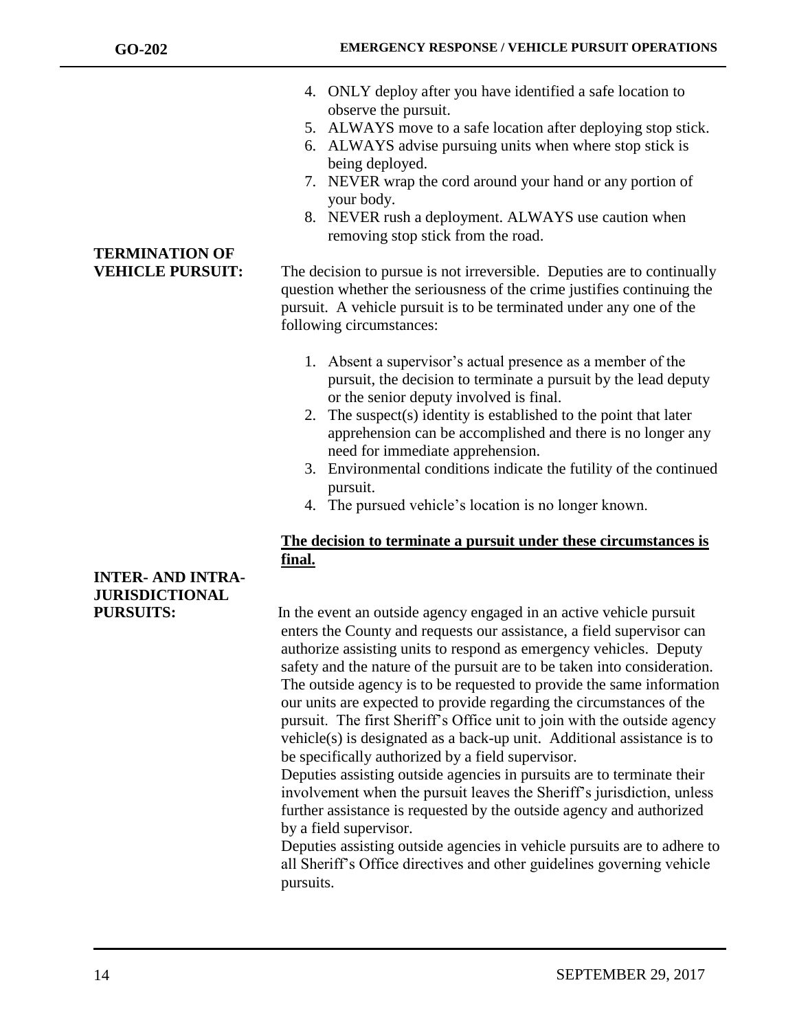4. ONLY deploy after you have identified a safe location to observe the pursuit.
5. ALWAYS move to a safe location after deploying stop stick.
6. ALWAYS advise pursuing units when where stop stick is being deployed.
7. NEVER wrap the cord around your hand or any portion of your body.
8. NEVER rush a deployment. ALWAYS use caution when removing stop stick from the road.

**TERMINATION OF VEHICLE PURSUIT:**

The decision to pursue is not irreversible. Deputies are to continually question whether the seriousness of the crime justifies continuing the pursuit. A vehicle pursuit is to be terminated under any one of the following circumstances:

1. Absent a supervisor's actual presence as a member of the pursuit, the decision to terminate a pursuit by the lead deputy or the senior deputy involved is final.
2. The suspect(s) identity is established to the point that later apprehension can be accomplished and there is no longer any need for immediate apprehension.
3. Environmental conditions indicate the futility of the continued pursuit.
4. The pursued vehicle's location is no longer known.

**<u>The decision to terminate a pursuit under these circumstances is final.</u>**

**INTER- AND INTRA-JURISDICTIONAL PURSUITS:**

In the event an outside agency engaged in an active vehicle pursuit enters the County and requests our assistance, a field supervisor can authorize assisting units to respond as emergency vehicles. Deputy safety and the nature of the pursuit are to be taken into consideration. The outside agency is to be requested to provide the same information our units are expected to provide regarding the circumstances of the pursuit. The first Sheriff's Office unit to join with the outside agency vehicle(s) is designated as a back-up unit. Additional assistance is to be specifically authorized by a field supervisor.

Deputies assisting outside agencies in pursuits are to terminate their involvement when the pursuit leaves the Sheriff's jurisdiction, unless further assistance is requested by the outside agency and authorized by a field supervisor.

Deputies assisting outside agencies in vehicle pursuits are to adhere to all Sheriff's Office directives and other guidelines governing vehicle pursuits.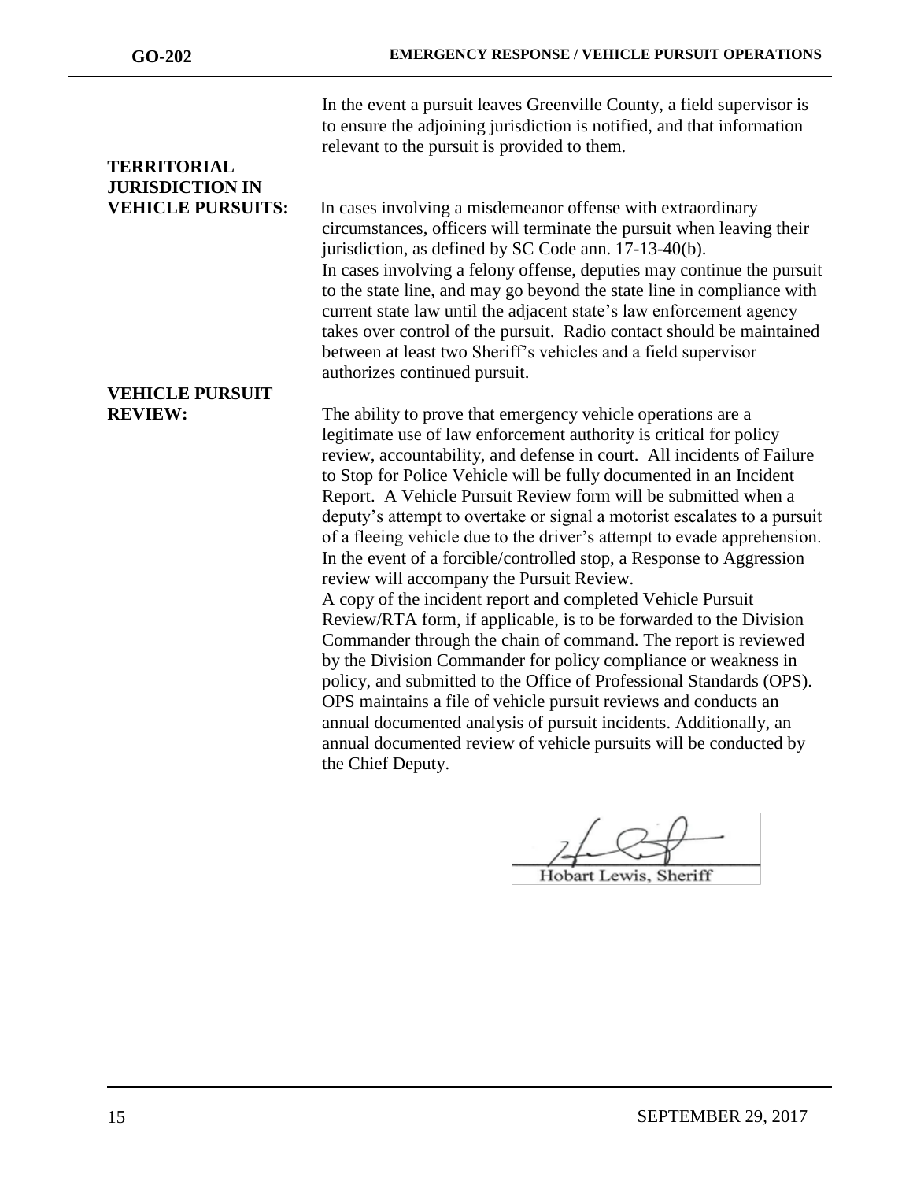In the event a pursuit leaves Greenville County, a field supervisor is to ensure the adjoining jurisdiction is notified, and that information relevant to the pursuit is provided to them.

**TERRITORIAL JURISDICTION IN VEHICLE PURSUITS:**

In cases involving a misdemeanor offense with extraordinary circumstances, officers will terminate the pursuit when leaving their jurisdiction, as defined by SC Code ann. 17-13-40(b).

In cases involving a felony offense, deputies may continue the pursuit to the state line, and may go beyond the state line in compliance with current state law until the adjacent state's law enforcement agency takes over control of the pursuit. Radio contact should be maintained between at least two Sheriff's vehicles and a field supervisor authorizes continued pursuit.

**VEHICLE PURSUIT REVIEW:**

The ability to prove that emergency vehicle operations are a legitimate use of law enforcement authority is critical for policy review, accountability, and defense in court. All incidents of Failure to Stop for Police Vehicle will be fully documented in an Incident Report. A Vehicle Pursuit Review form will be submitted when a deputy's attempt to overtake or signal a motorist escalates to a pursuit of a fleeing vehicle due to the driver's attempt to evade apprehension. In the event of a forcible/controlled stop, a Response to Aggression review will accompany the Pursuit Review.

A copy of the incident report and completed Vehicle Pursuit Review/RTA form, if applicable, is to be forwarded to the Division Commander through the chain of command. The report is reviewed by the Division Commander for policy compliance or weakness in policy, and submitted to the Office of Professional Standards (OPS). OPS maintains a file of vehicle pursuit reviews and conducts an annual documented analysis of pursuit incidents. Additionally, an annual documented review of vehicle pursuits will be conducted by the Chief Deputy.

Hobart Lewis, Sheriff